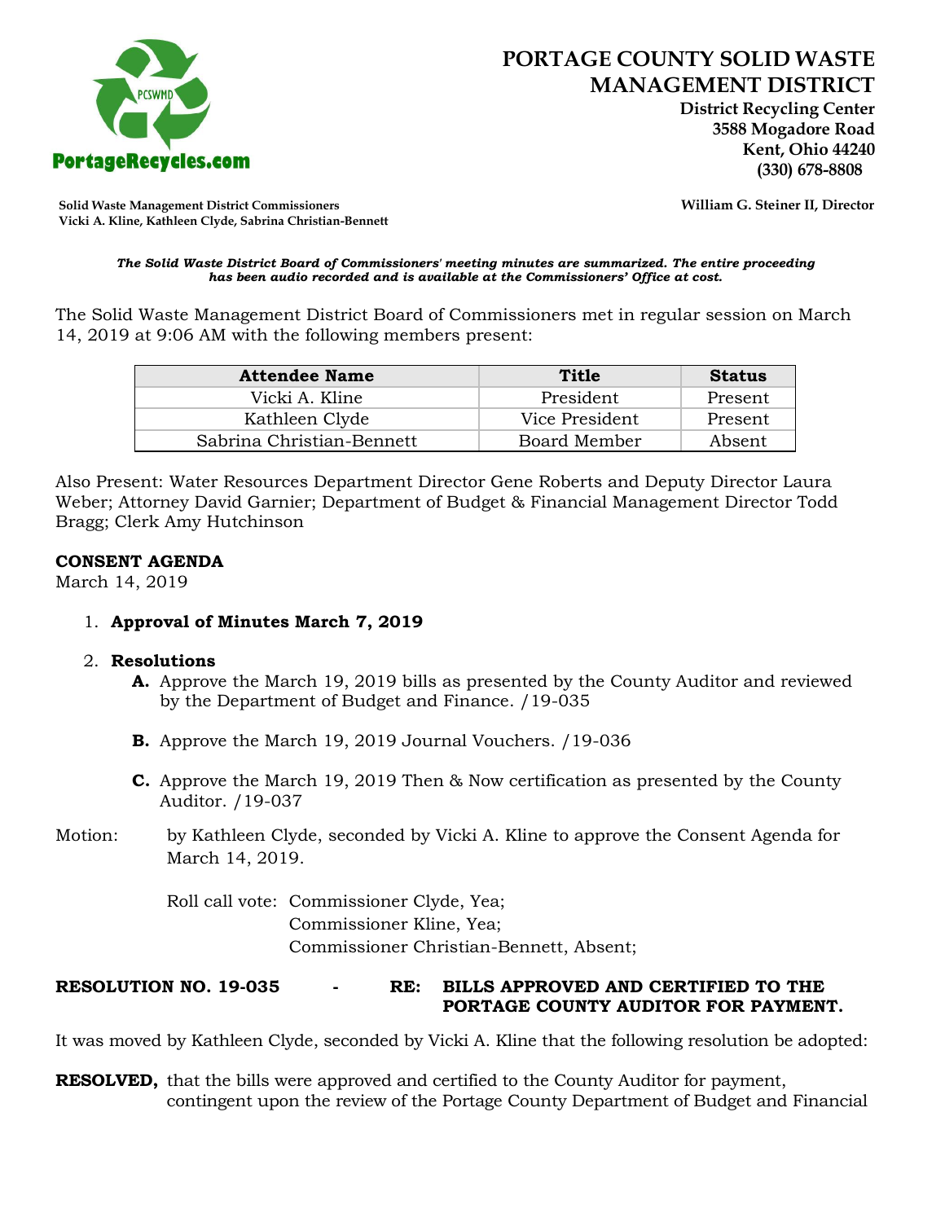# PORTAGE COUNTY SOLID WASTE MANAGEMENT DISTRICT

**District Recycling Center**
**3588 Mogadore Road**
**Kent, Ohio 44240**
**(330) 678-8808**

PortageRecycles.com

**Solid Waste Management District Commissioners**
**Vicki A. Kline, Kathleen Clyde, Sabrina Christian-Bennett**

**William G. Steiner II, Director**

***The Solid Waste District Board of Commissioners' meeting minutes are summarized. The entire proceeding has been audio recorded and is available at the Commissioners' Office at cost.***

The Solid Waste Management District Board of Commissioners met in regular session on March 14, 2019 at 9:06 AM with the following members present:

| Attendee Name | Title | Status |
|---|---|---|
| Vicki A. Kline | President | Present |
| Kathleen Clyde | Vice President | Present |
| Sabrina Christian-Bennett | Board Member | Absent |

Also Present: Water Resources Department Director Gene Roberts and Deputy Director Laura Weber; Attorney David Garnier; Department of Budget & Financial Management Director Todd Bragg; Clerk Amy Hutchinson

**CONSENT AGENDA**
March 14, 2019

1. **Approval of Minutes March 7, 2019**

2. **Resolutions**
   **A.** Approve the March 19, 2019 bills as presented by the County Auditor and reviewed by the Department of Budget and Finance. /19-035

   **B.** Approve the March 19, 2019 Journal Vouchers. /19-036

   **C.** Approve the March 19, 2019 Then & Now certification as presented by the County Auditor. /19-037

Motion: by Kathleen Clyde, seconded by Vicki A. Kline to approve the Consent Agenda for March 14, 2019.

Roll call vote: Commissioner Clyde, Yea;
Commissioner Kline, Yea;
Commissioner Christian-Bennett, Absent;

**RESOLUTION NO. 19-035 - RE: BILLS APPROVED AND CERTIFIED TO THE PORTAGE COUNTY AUDITOR FOR PAYMENT.**

It was moved by Kathleen Clyde, seconded by Vicki A. Kline that the following resolution be adopted:

**RESOLVED,** that the bills were approved and certified to the County Auditor for payment, contingent upon the review of the Portage County Department of Budget and Financial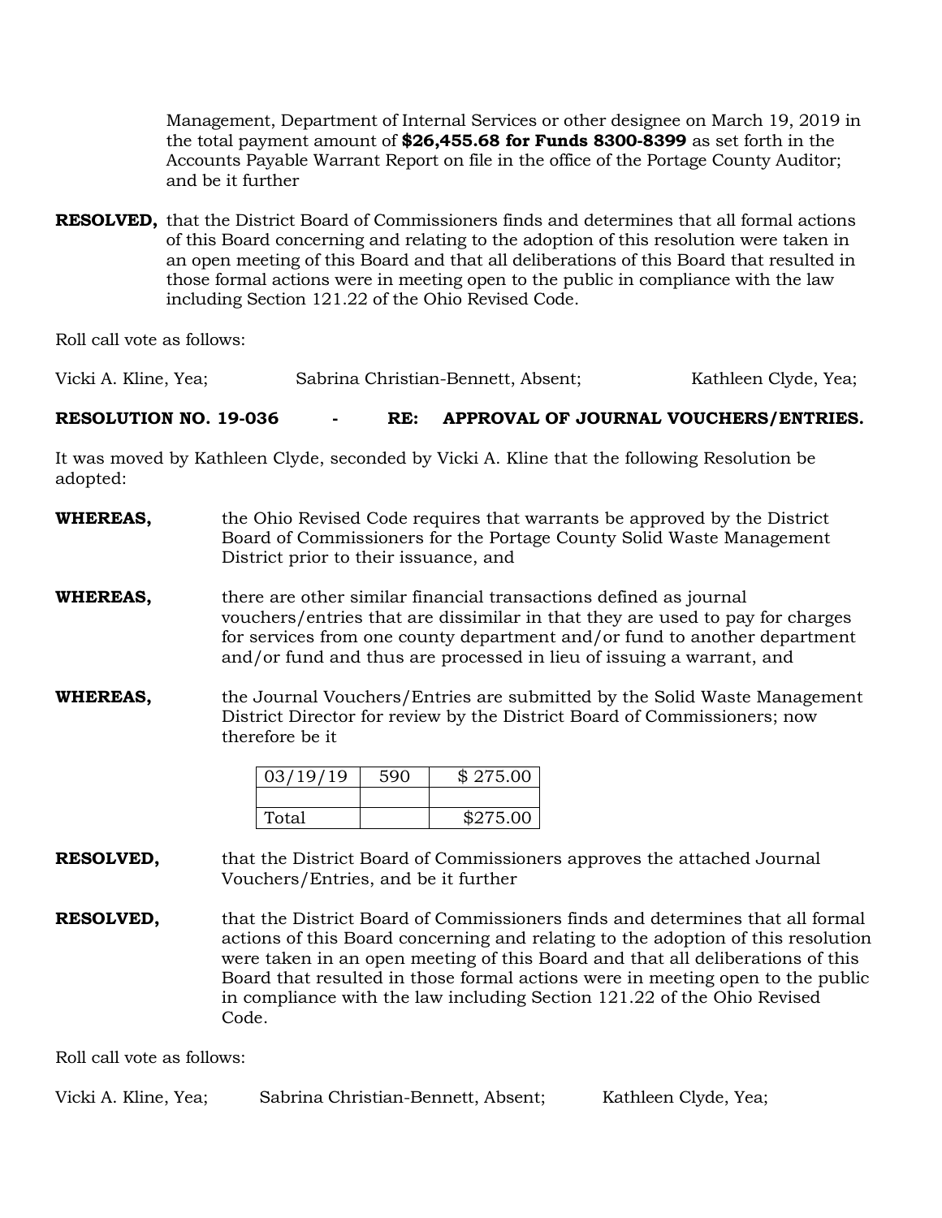Management, Department of Internal Services or other designee on March 19, 2019 in the total payment amount of **$26,455.68 for Funds 8300-8399** as set forth in the Accounts Payable Warrant Report on file in the office of the Portage County Auditor; and be it further

**RESOLVED,** that the District Board of Commissioners finds and determines that all formal actions of this Board concerning and relating to the adoption of this resolution were taken in an open meeting of this Board and that all deliberations of this Board that resulted in those formal actions were in meeting open to the public in compliance with the law including Section 121.22 of the Ohio Revised Code.

Roll call vote as follows:

Vicki A. Kline, Yea; Sabrina Christian-Bennett, Absent; Kathleen Clyde, Yea;

**RESOLUTION NO. 19-036 - RE: APPROVAL OF JOURNAL VOUCHERS/ENTRIES.**

It was moved by Kathleen Clyde, seconded by Vicki A. Kline that the following Resolution be adopted:

**WHEREAS,** the Ohio Revised Code requires that warrants be approved by the District Board of Commissioners for the Portage County Solid Waste Management District prior to their issuance, and

**WHEREAS,** there are other similar financial transactions defined as journal vouchers/entries that are dissimilar in that they are used to pay for charges for services from one county department and/or fund to another department and/or fund and thus are processed in lieu of issuing a warrant, and

**WHEREAS,** the Journal Vouchers/Entries are submitted by the Solid Waste Management District Director for review by the District Board of Commissioners; now therefore be it

| 03/19/19 | 590 | $ 275.00 |
|---|---|---|
| | | |
| Total | | $275.00 |

**RESOLVED,** that the District Board of Commissioners approves the attached Journal Vouchers/Entries, and be it further

**RESOLVED,** that the District Board of Commissioners finds and determines that all formal actions of this Board concerning and relating to the adoption of this resolution were taken in an open meeting of this Board and that all deliberations of this Board that resulted in those formal actions were in meeting open to the public in compliance with the law including Section 121.22 of the Ohio Revised Code.

Roll call vote as follows:

Vicki A. Kline, Yea; Sabrina Christian-Bennett, Absent; Kathleen Clyde, Yea;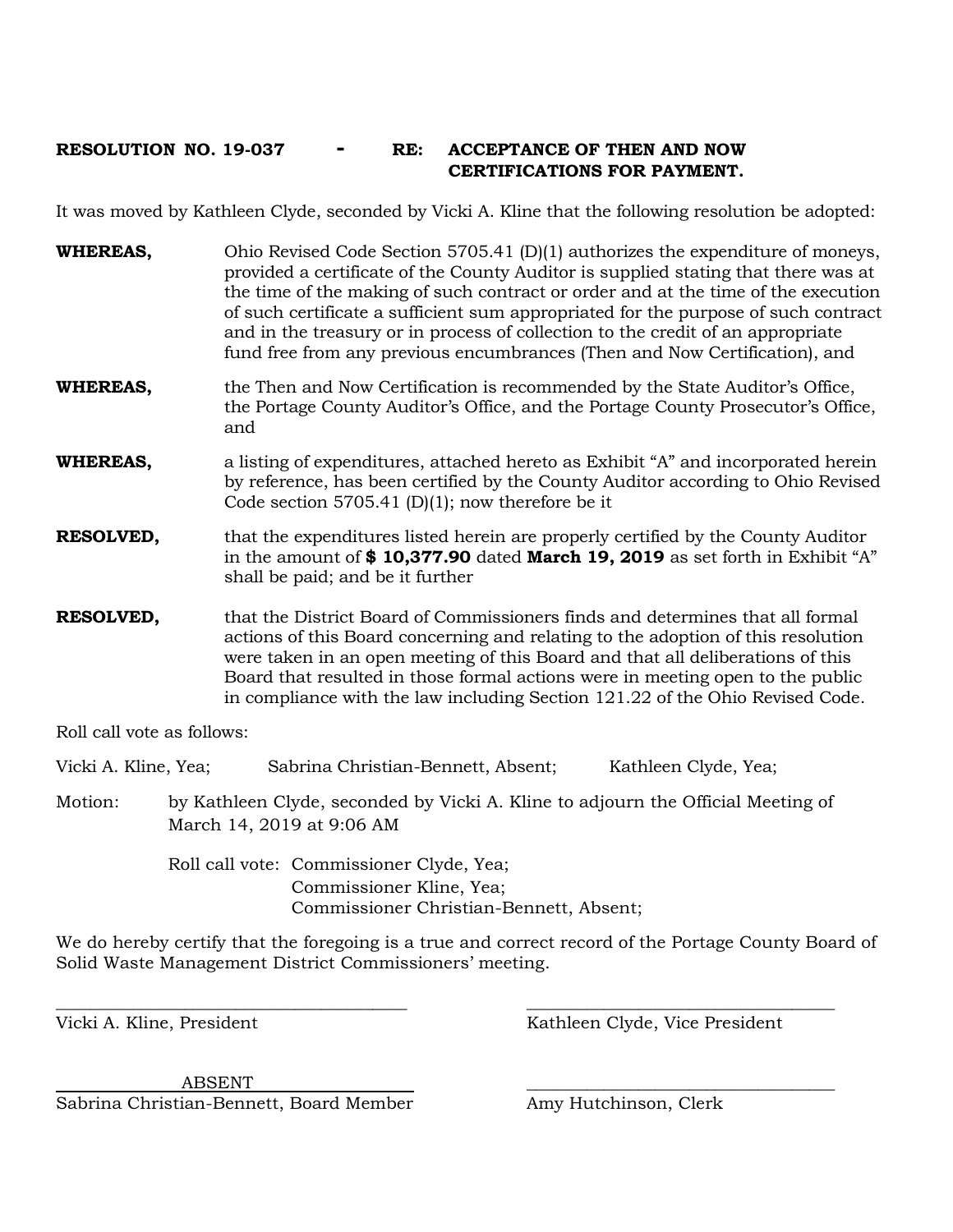**RESOLUTION NO. 19-037 - RE: ACCEPTANCE OF THEN AND NOW CERTIFICATIONS FOR PAYMENT.**

It was moved by Kathleen Clyde, seconded by Vicki A. Kline that the following resolution be adopted:

**WHEREAS,** Ohio Revised Code Section 5705.41 (D)(1) authorizes the expenditure of moneys, provided a certificate of the County Auditor is supplied stating that there was at the time of the making of such contract or order and at the time of the execution of such certificate a sufficient sum appropriated for the purpose of such contract and in the treasury or in process of collection to the credit of an appropriate fund free from any previous encumbrances (Then and Now Certification), and

**WHEREAS,** the Then and Now Certification is recommended by the State Auditor's Office, the Portage County Auditor's Office, and the Portage County Prosecutor's Office, and

**WHEREAS,** a listing of expenditures, attached hereto as Exhibit "A" and incorporated herein by reference, has been certified by the County Auditor according to Ohio Revised Code section 5705.41 (D)(1); now therefore be it

**RESOLVED,** that the expenditures listed herein are properly certified by the County Auditor in the amount of **$ 10,377.90** dated **March 19, 2019** as set forth in Exhibit "A" shall be paid; and be it further

**RESOLVED,** that the District Board of Commissioners finds and determines that all formal actions of this Board concerning and relating to the adoption of this resolution were taken in an open meeting of this Board and that all deliberations of this Board that resulted in those formal actions were in meeting open to the public in compliance with the law including Section 121.22 of the Ohio Revised Code.

Roll call vote as follows:

Vicki A. Kline, Yea; Sabrina Christian-Bennett, Absent; Kathleen Clyde, Yea;

Motion: by Kathleen Clyde, seconded by Vicki A. Kline to adjourn the Official Meeting of March 14, 2019 at 9:06 AM

Roll call vote: Commissioner Clyde, Yea;
Commissioner Kline, Yea;
Commissioner Christian-Bennett, Absent;

We do hereby certify that the foregoing is a true and correct record of the Portage County Board of Solid Waste Management District Commissioners' meeting.

\_\_\_\_\_\_\_\_\_\_\_\_\_\_\_\_\_\_\_\_\_\_\_\_\_\_\_\_\_\_\_\_\_\_\_\_\_\_\_\_
Vicki A. Kline, President

\_\_\_\_\_\_\_\_\_\_\_\_\_\_\_\_\_\_\_\_\_\_\_\_\_\_\_\_\_\_\_\_\_\_\_\_\_\_\_\_
Kathleen Clyde, Vice President

ABSENT
Sabrina Christian-Bennett, Board Member

\_\_\_\_\_\_\_\_\_\_\_\_\_\_\_\_\_\_\_\_\_\_\_\_\_\_\_\_\_\_\_\_\_\_\_\_\_\_\_\_
Amy Hutchinson, Clerk